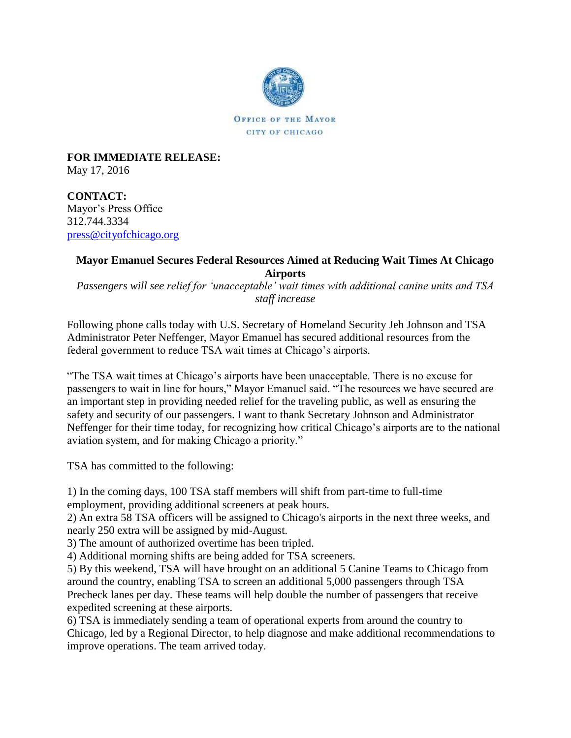OFFICE OF THE MAYOR

CITY OF CHICAGO

**FOR IMMEDIATE RELEASE:**
May 17, 2016

**CONTACT:**
Mayor's Press Office
312.744.3334
press@cityofchicago.org

**Mayor Emanuel Secures Federal Resources Aimed at Reducing Wait Times At Chicago Airports**

*Passengers will see relief for 'unacceptable' wait times with additional canine units and TSA staff increase*

Following phone calls today with U.S. Secretary of Homeland Security Jeh Johnson and TSA Administrator Peter Neffenger, Mayor Emanuel has secured additional resources from the federal government to reduce TSA wait times at Chicago's airports.

"The TSA wait times at Chicago's airports have been unacceptable. There is no excuse for passengers to wait in line for hours," Mayor Emanuel said. "The resources we have secured are an important step in providing needed relief for the traveling public, as well as ensuring the safety and security of our passengers. I want to thank Secretary Johnson and Administrator Neffenger for their time today, for recognizing how critical Chicago's airports are to the national aviation system, and for making Chicago a priority."

TSA has committed to the following:

1) In the coming days, 100 TSA staff members will shift from part-time to full-time employment, providing additional screeners at peak hours.
2) An extra 58 TSA officers will be assigned to Chicago's airports in the next three weeks, and nearly 250 extra will be assigned by mid-August.
3) The amount of authorized overtime has been tripled.
4) Additional morning shifts are being added for TSA screeners.
5) By this weekend, TSA will have brought on an additional 5 Canine Teams to Chicago from around the country, enabling TSA to screen an additional 5,000 passengers through TSA Precheck lanes per day. These teams will help double the number of passengers that receive expedited screening at these airports.
6) TSA is immediately sending a team of operational experts from around the country to Chicago, led by a Regional Director, to help diagnose and make additional recommendations to improve operations. The team arrived today.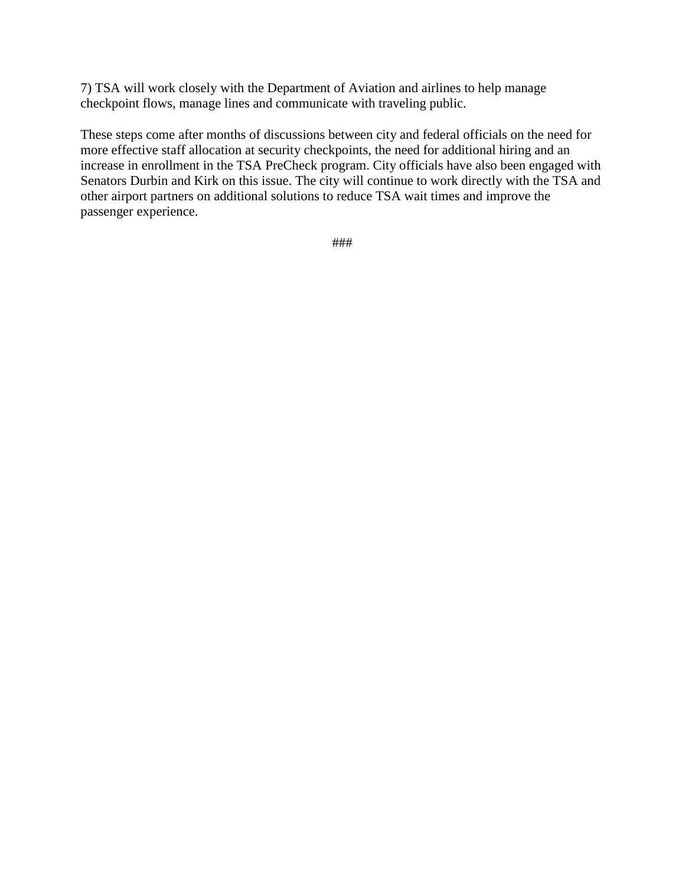7) TSA will work closely with the Department of Aviation and airlines to help manage checkpoint flows, manage lines and communicate with traveling public.

These steps come after months of discussions between city and federal officials on the need for more effective staff allocation at security checkpoints, the need for additional hiring and an increase in enrollment in the TSA PreCheck program. City officials have also been engaged with Senators Durbin and Kirk on this issue. The city will continue to work directly with the TSA and other airport partners on additional solutions to reduce TSA wait times and improve the passenger experience.

###